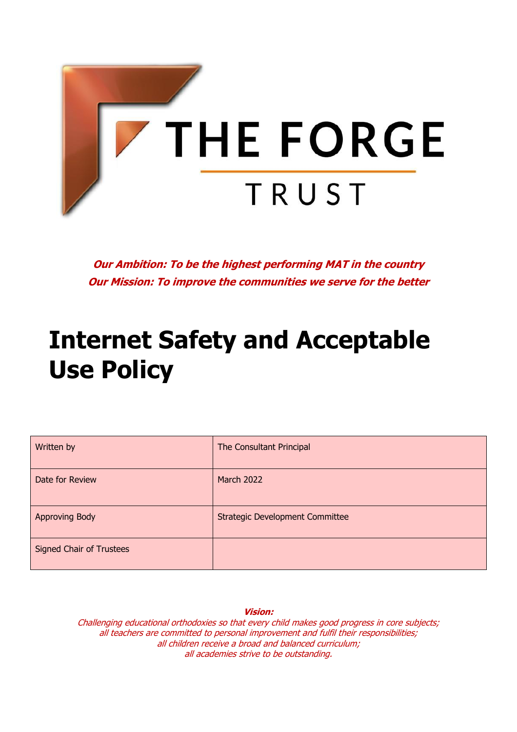THE FORGE

TRUST

***Our Ambition: To be the highest performing MAT in the country***

***Our Mission: To improve the communities we serve for the better***

# Internet Safety and Acceptable Use Policy

| | |
|---|---|
| Written by | The Consultant Principal |
| Date for Review | March 2022 |
| Approving Body | Strategic Development Committee |
| Signed Chair of Trustees | |

***Vision:***

*Challenging educational orthodoxies so that every child makes good progress in core subjects;*
*all teachers are committed to personal improvement and fulfil their responsibilities;*
*all children receive a broad and balanced curriculum;*
*all academies strive to be outstanding.*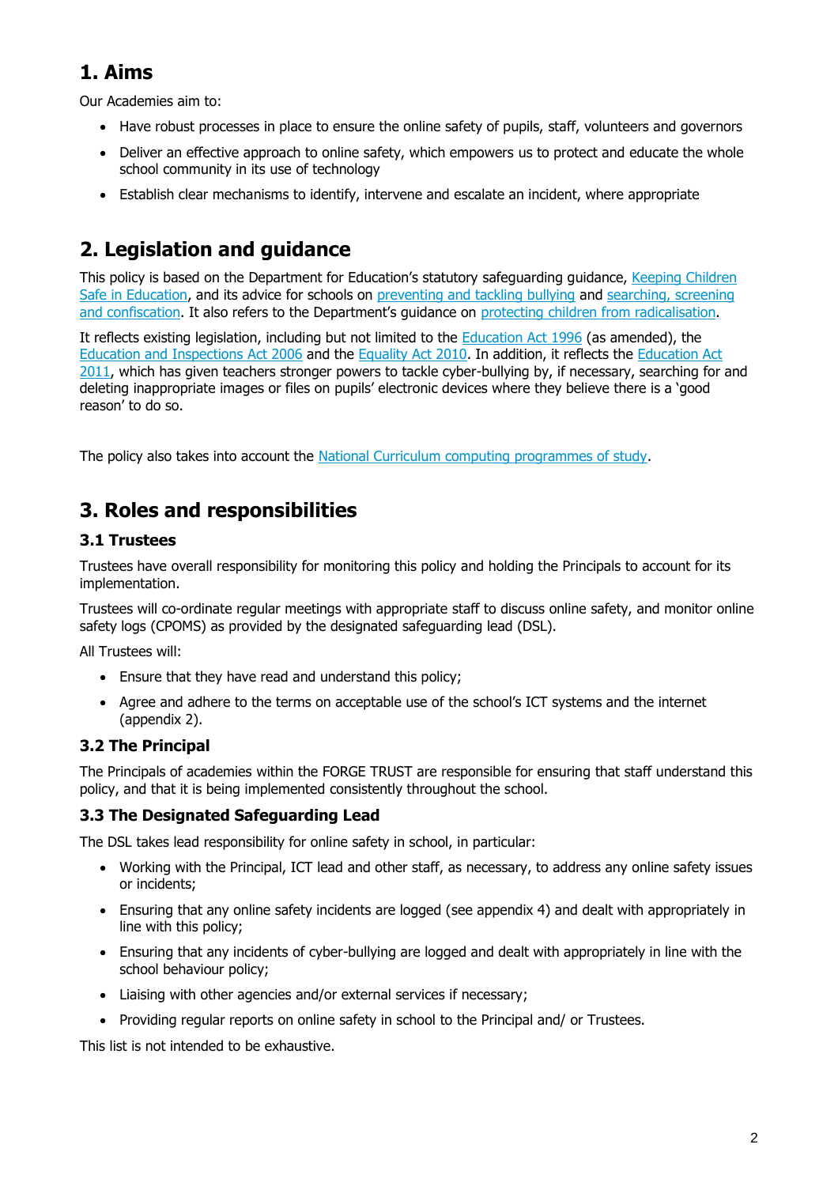# 1. Aims

Our Academies aim to:

- Have robust processes in place to ensure the online safety of pupils, staff, volunteers and governors
- Deliver an effective approach to online safety, which empowers us to protect and educate the whole school community in its use of technology
- Establish clear mechanisms to identify, intervene and escalate an incident, where appropriate

# 2. Legislation and guidance

This policy is based on the Department for Education's statutory safeguarding guidance, Keeping Children Safe in Education, and its advice for schools on preventing and tackling bullying and searching, screening and confiscation. It also refers to the Department's guidance on protecting children from radicalisation.

It reflects existing legislation, including but not limited to the Education Act 1996 (as amended), the Education and Inspections Act 2006 and the Equality Act 2010. In addition, it reflects the Education Act 2011, which has given teachers stronger powers to tackle cyber-bullying by, if necessary, searching for and deleting inappropriate images or files on pupils' electronic devices where they believe there is a 'good reason' to do so.

The policy also takes into account the National Curriculum computing programmes of study.

# 3. Roles and responsibilities

## 3.1 Trustees

Trustees have overall responsibility for monitoring this policy and holding the Principals to account for its implementation.

Trustees will co-ordinate regular meetings with appropriate staff to discuss online safety, and monitor online safety logs (CPOMS) as provided by the designated safeguarding lead (DSL).

All Trustees will:

- Ensure that they have read and understand this policy;
- Agree and adhere to the terms on acceptable use of the school's ICT systems and the internet (appendix 2).

## 3.2 The Principal

The Principals of academies within the FORGE TRUST are responsible for ensuring that staff understand this policy, and that it is being implemented consistently throughout the school.

## 3.3 The Designated Safeguarding Lead

The DSL takes lead responsibility for online safety in school, in particular:

- Working with the Principal, ICT lead and other staff, as necessary, to address any online safety issues or incidents;
- Ensuring that any online safety incidents are logged (see appendix 4) and dealt with appropriately in line with this policy;
- Ensuring that any incidents of cyber-bullying are logged and dealt with appropriately in line with the school behaviour policy;
- Liaising with other agencies and/or external services if necessary;
- Providing regular reports on online safety in school to the Principal and/ or Trustees.

This list is not intended to be exhaustive.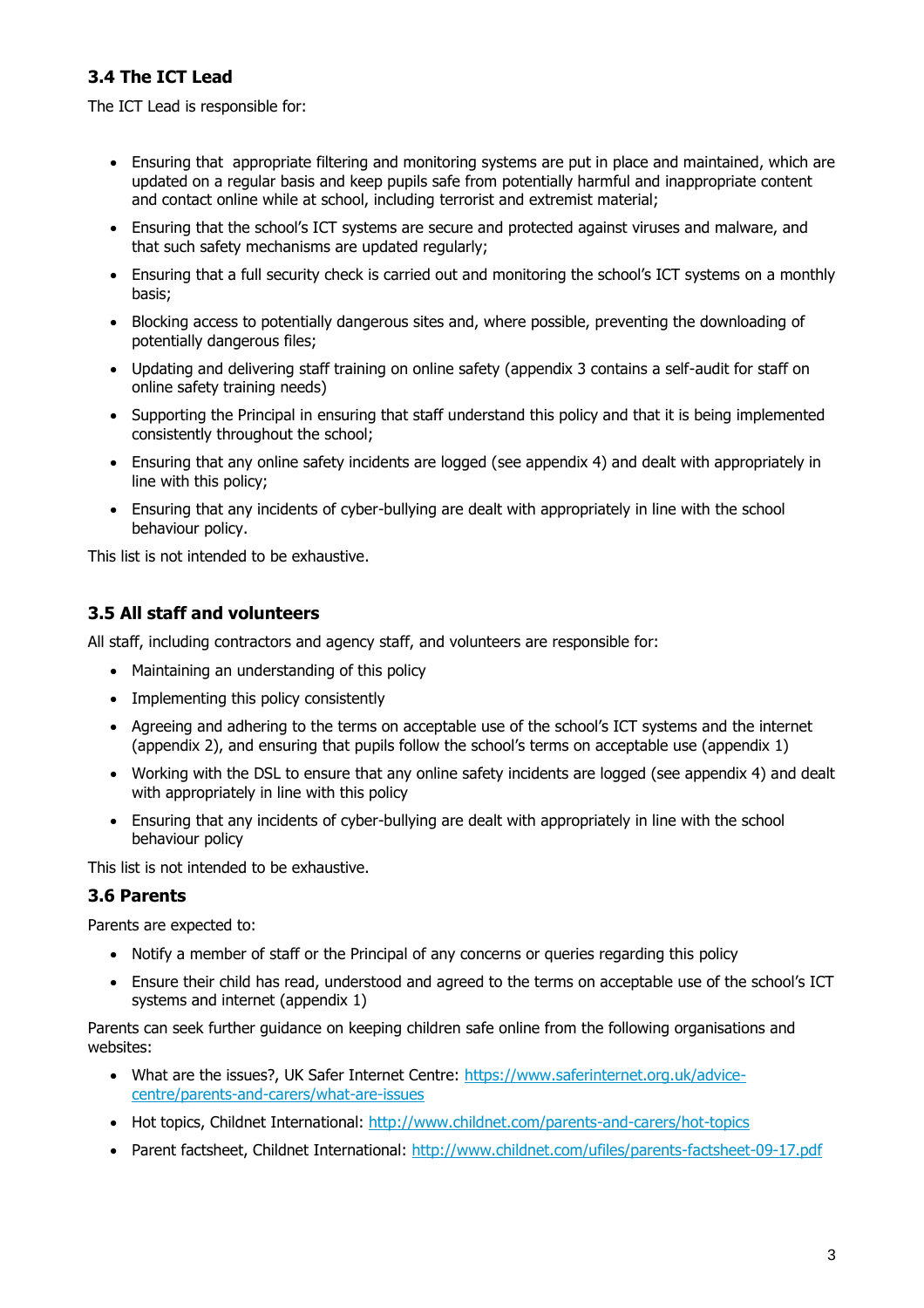### 3.4 The ICT Lead

The ICT Lead is responsible for:

- Ensuring that appropriate filtering and monitoring systems are put in place and maintained, which are updated on a regular basis and keep pupils safe from potentially harmful and inappropriate content and contact online while at school, including terrorist and extremist material;
- Ensuring that the school's ICT systems are secure and protected against viruses and malware, and that such safety mechanisms are updated regularly;
- Ensuring that a full security check is carried out and monitoring the school's ICT systems on a monthly basis;
- Blocking access to potentially dangerous sites and, where possible, preventing the downloading of potentially dangerous files;
- Updating and delivering staff training on online safety (appendix 3 contains a self-audit for staff on online safety training needs)
- Supporting the Principal in ensuring that staff understand this policy and that it is being implemented consistently throughout the school;
- Ensuring that any online safety incidents are logged (see appendix 4) and dealt with appropriately in line with this policy;
- Ensuring that any incidents of cyber-bullying are dealt with appropriately in line with the school behaviour policy.

This list is not intended to be exhaustive.

### 3.5 All staff and volunteers

All staff, including contractors and agency staff, and volunteers are responsible for:

- Maintaining an understanding of this policy
- Implementing this policy consistently
- Agreeing and adhering to the terms on acceptable use of the school's ICT systems and the internet (appendix 2), and ensuring that pupils follow the school's terms on acceptable use (appendix 1)
- Working with the DSL to ensure that any online safety incidents are logged (see appendix 4) and dealt with appropriately in line with this policy
- Ensuring that any incidents of cyber-bullying are dealt with appropriately in line with the school behaviour policy

This list is not intended to be exhaustive.

### 3.6 Parents

Parents are expected to:

- Notify a member of staff or the Principal of any concerns or queries regarding this policy
- Ensure their child has read, understood and agreed to the terms on acceptable use of the school's ICT systems and internet (appendix 1)

Parents can seek further guidance on keeping children safe online from the following organisations and websites:

- What are the issues?, UK Safer Internet Centre: https://www.saferinternet.org.uk/advice-centre/parents-and-carers/what-are-issues
- Hot topics, Childnet International: http://www.childnet.com/parents-and-carers/hot-topics
- Parent factsheet, Childnet International: http://www.childnet.com/ufiles/parents-factsheet-09-17.pdf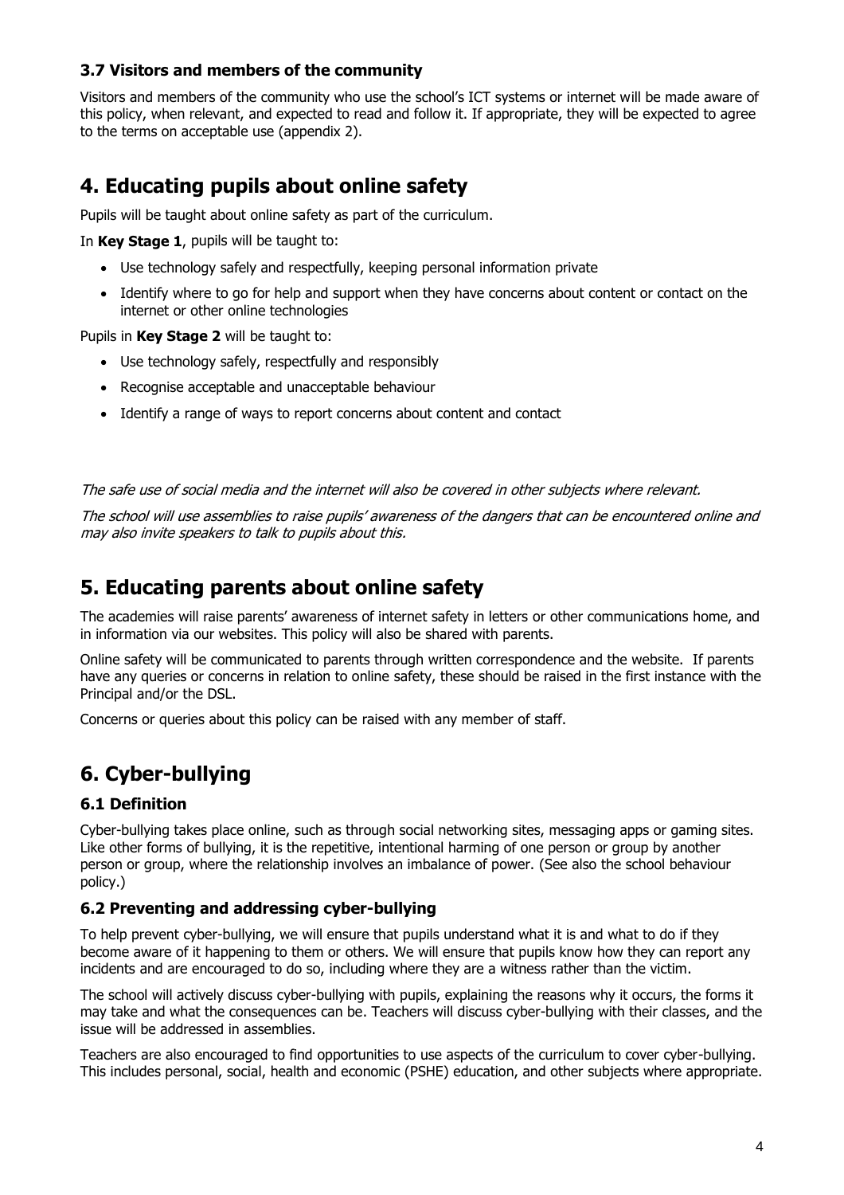### 3.7 Visitors and members of the community

Visitors and members of the community who use the school's ICT systems or internet will be made aware of this policy, when relevant, and expected to read and follow it. If appropriate, they will be expected to agree to the terms on acceptable use (appendix 2).

## 4. Educating pupils about online safety

Pupils will be taught about online safety as part of the curriculum.

In **Key Stage 1**, pupils will be taught to:

- Use technology safely and respectfully, keeping personal information private
- Identify where to go for help and support when they have concerns about content or contact on the internet or other online technologies

Pupils in **Key Stage 2** will be taught to:

- Use technology safely, respectfully and responsibly
- Recognise acceptable and unacceptable behaviour
- Identify a range of ways to report concerns about content and contact

*The safe use of social media and the internet will also be covered in other subjects where relevant.*

*The school will use assemblies to raise pupils' awareness of the dangers that can be encountered online and may also invite speakers to talk to pupils about this.*

## 5. Educating parents about online safety

The academies will raise parents' awareness of internet safety in letters or other communications home, and in information via our websites. This policy will also be shared with parents.

Online safety will be communicated to parents through written correspondence and the website. If parents have any queries or concerns in relation to online safety, these should be raised in the first instance with the Principal and/or the DSL.

Concerns or queries about this policy can be raised with any member of staff.

## 6. Cyber-bullying

### 6.1 Definition

Cyber-bullying takes place online, such as through social networking sites, messaging apps or gaming sites. Like other forms of bullying, it is the repetitive, intentional harming of one person or group by another person or group, where the relationship involves an imbalance of power. (See also the school behaviour policy.)

### 6.2 Preventing and addressing cyber-bullying

To help prevent cyber-bullying, we will ensure that pupils understand what it is and what to do if they become aware of it happening to them or others. We will ensure that pupils know how they can report any incidents and are encouraged to do so, including where they are a witness rather than the victim.

The school will actively discuss cyber-bullying with pupils, explaining the reasons why it occurs, the forms it may take and what the consequences can be. Teachers will discuss cyber-bullying with their classes, and the issue will be addressed in assemblies.

Teachers are also encouraged to find opportunities to use aspects of the curriculum to cover cyber-bullying. This includes personal, social, health and economic (PSHE) education, and other subjects where appropriate.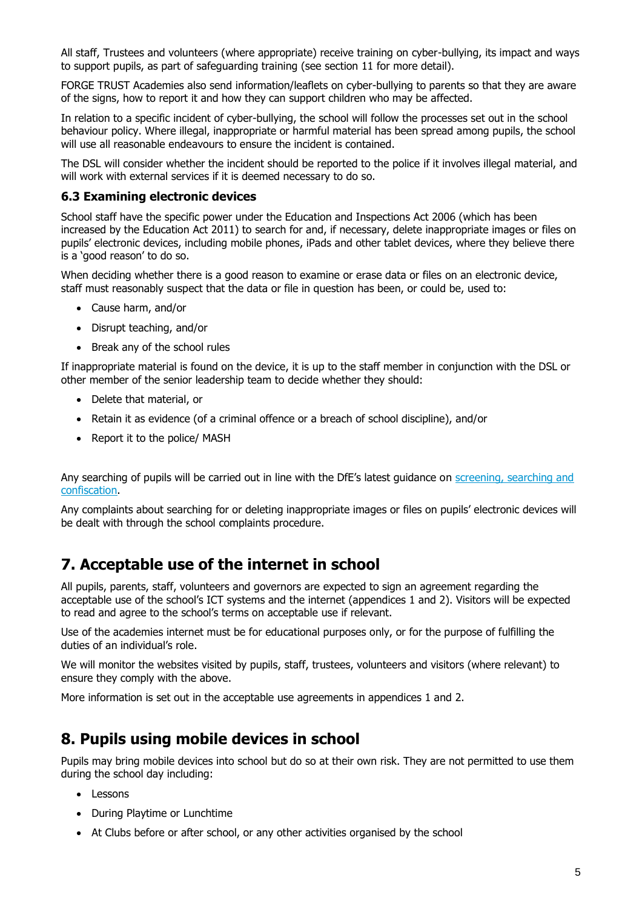All staff, Trustees and volunteers (where appropriate) receive training on cyber-bullying, its impact and ways to support pupils, as part of safeguarding training (see section 11 for more detail).

FORGE TRUST Academies also send information/leaflets on cyber-bullying to parents so that they are aware of the signs, how to report it and how they can support children who may be affected.

In relation to a specific incident of cyber-bullying, the school will follow the processes set out in the school behaviour policy. Where illegal, inappropriate or harmful material has been spread among pupils, the school will use all reasonable endeavours to ensure the incident is contained.

The DSL will consider whether the incident should be reported to the police if it involves illegal material, and will work with external services if it is deemed necessary to do so.

### 6.3 Examining electronic devices

School staff have the specific power under the Education and Inspections Act 2006 (which has been increased by the Education Act 2011) to search for and, if necessary, delete inappropriate images or files on pupils' electronic devices, including mobile phones, iPads and other tablet devices, where they believe there is a 'good reason' to do so.

When deciding whether there is a good reason to examine or erase data or files on an electronic device, staff must reasonably suspect that the data or file in question has been, or could be, used to:

- Cause harm, and/or
- Disrupt teaching, and/or
- Break any of the school rules

If inappropriate material is found on the device, it is up to the staff member in conjunction with the DSL or other member of the senior leadership team to decide whether they should:

- Delete that material, or
- Retain it as evidence (of a criminal offence or a breach of school discipline), and/or
- Report it to the police/ MASH

Any searching of pupils will be carried out in line with the DfE's latest guidance on screening, searching and confiscation.

Any complaints about searching for or deleting inappropriate images or files on pupils' electronic devices will be dealt with through the school complaints procedure.

## 7. Acceptable use of the internet in school

All pupils, parents, staff, volunteers and governors are expected to sign an agreement regarding the acceptable use of the school's ICT systems and the internet (appendices 1 and 2). Visitors will be expected to read and agree to the school's terms on acceptable use if relevant.

Use of the academies internet must be for educational purposes only, or for the purpose of fulfilling the duties of an individual's role.

We will monitor the websites visited by pupils, staff, trustees, volunteers and visitors (where relevant) to ensure they comply with the above.

More information is set out in the acceptable use agreements in appendices 1 and 2.

## 8. Pupils using mobile devices in school

Pupils may bring mobile devices into school but do so at their own risk. They are not permitted to use them during the school day including:

- Lessons
- During Playtime or Lunchtime
- At Clubs before or after school, or any other activities organised by the school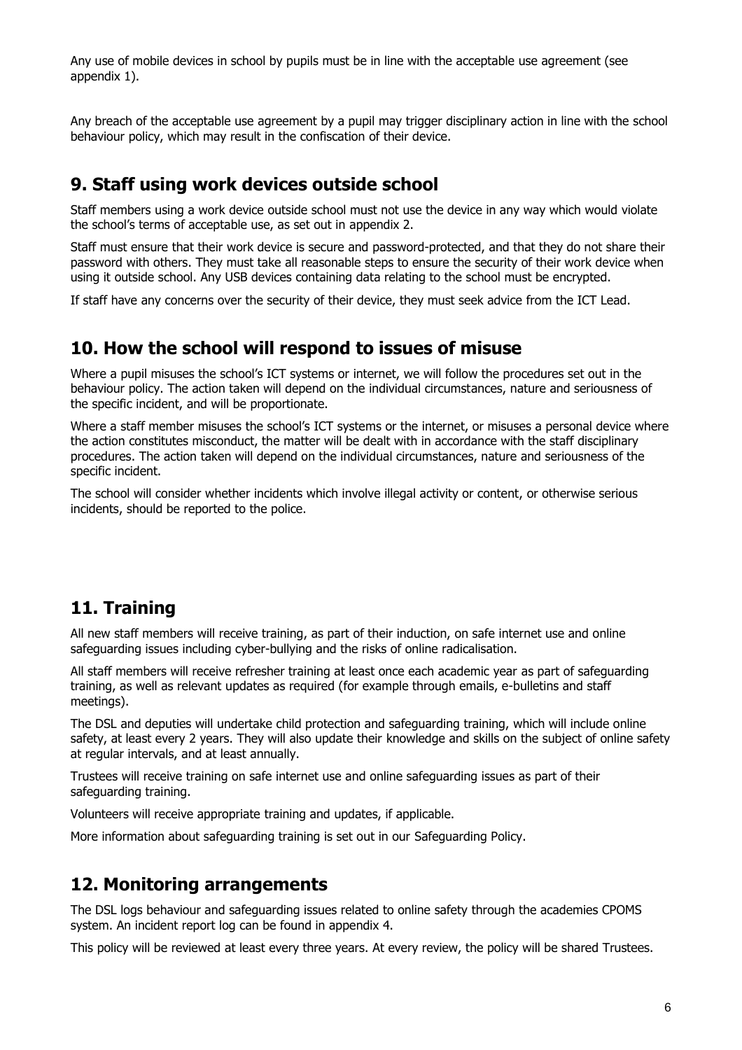Any use of mobile devices in school by pupils must be in line with the acceptable use agreement (see appendix 1).

Any breach of the acceptable use agreement by a pupil may trigger disciplinary action in line with the school behaviour policy, which may result in the confiscation of their device.

## 9. Staff using work devices outside school

Staff members using a work device outside school must not use the device in any way which would violate the school's terms of acceptable use, as set out in appendix 2.

Staff must ensure that their work device is secure and password-protected, and that they do not share their password with others. They must take all reasonable steps to ensure the security of their work device when using it outside school. Any USB devices containing data relating to the school must be encrypted.

If staff have any concerns over the security of their device, they must seek advice from the ICT Lead.

## 10. How the school will respond to issues of misuse

Where a pupil misuses the school's ICT systems or internet, we will follow the procedures set out in the behaviour policy. The action taken will depend on the individual circumstances, nature and seriousness of the specific incident, and will be proportionate.

Where a staff member misuses the school's ICT systems or the internet, or misuses a personal device where the action constitutes misconduct, the matter will be dealt with in accordance with the staff disciplinary procedures. The action taken will depend on the individual circumstances, nature and seriousness of the specific incident.

The school will consider whether incidents which involve illegal activity or content, or otherwise serious incidents, should be reported to the police.

## 11. Training

All new staff members will receive training, as part of their induction, on safe internet use and online safeguarding issues including cyber-bullying and the risks of online radicalisation.

All staff members will receive refresher training at least once each academic year as part of safeguarding training, as well as relevant updates as required (for example through emails, e-bulletins and staff meetings).

The DSL and deputies will undertake child protection and safeguarding training, which will include online safety, at least every 2 years. They will also update their knowledge and skills on the subject of online safety at regular intervals, and at least annually.

Trustees will receive training on safe internet use and online safeguarding issues as part of their safeguarding training.

Volunteers will receive appropriate training and updates, if applicable.

More information about safeguarding training is set out in our Safeguarding Policy.

## 12. Monitoring arrangements

The DSL logs behaviour and safeguarding issues related to online safety through the academies CPOMS system. An incident report log can be found in appendix 4.

This policy will be reviewed at least every three years. At every review, the policy will be shared Trustees.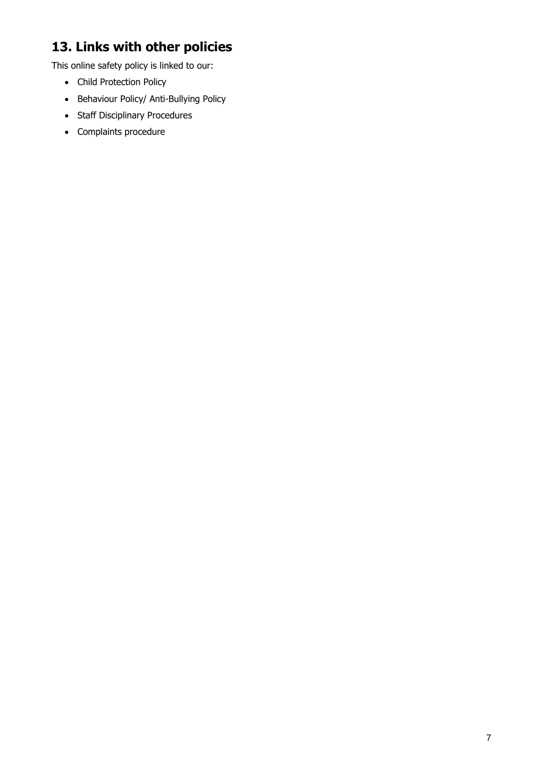## 13. Links with other policies

This online safety policy is linked to our:

- Child Protection Policy
- Behaviour Policy/ Anti-Bullying Policy
- Staff Disciplinary Procedures
- Complaints procedure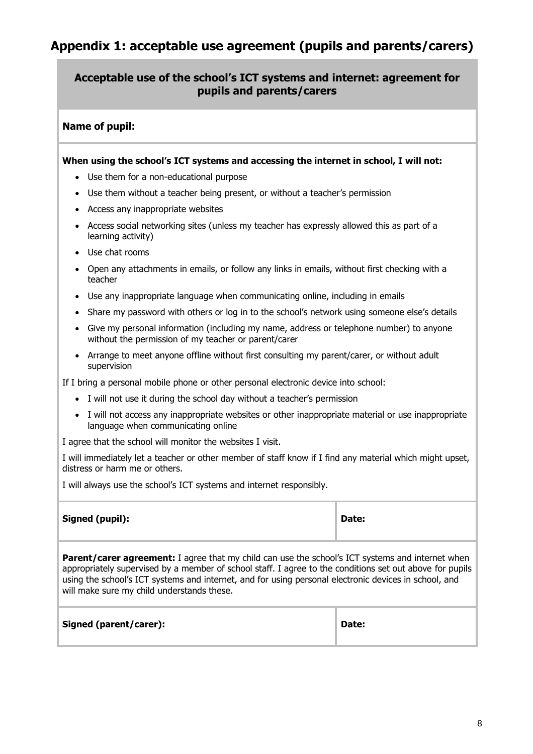## Appendix 1: acceptable use agreement (pupils and parents/carers)

### Acceptable use of the school's ICT systems and internet: agreement for pupils and parents/carers

**Name of pupil:**

**When using the school's ICT systems and accessing the internet in school, I will not:**

- Use them for a non-educational purpose
- Use them without a teacher being present, or without a teacher's permission
- Access any inappropriate websites
- Access social networking sites (unless my teacher has expressly allowed this as part of a learning activity)
- Use chat rooms
- Open any attachments in emails, or follow any links in emails, without first checking with a teacher
- Use any inappropriate language when communicating online, including in emails
- Share my password with others or log in to the school's network using someone else's details
- Give my personal information (including my name, address or telephone number) to anyone without the permission of my teacher or parent/carer
- Arrange to meet anyone offline without first consulting my parent/carer, or without adult supervision

If I bring a personal mobile phone or other personal electronic device into school:

- I will not use it during the school day without a teacher's permission
- I will not access any inappropriate websites or other inappropriate material or use inappropriate language when communicating online

I agree that the school will monitor the websites I visit.

I will immediately let a teacher or other member of staff know if I find any material which might upset, distress or harm me or others.

I will always use the school's ICT systems and internet responsibly.

| | |
|---|---|
| **Signed (pupil):** | **Date:** |

**Parent/carer agreement:** I agree that my child can use the school's ICT systems and internet when appropriately supervised by a member of school staff. I agree to the conditions set out above for pupils using the school's ICT systems and internet, and for using personal electronic devices in school, and will make sure my child understands these.

| | |
|---|---|
| **Signed (parent/carer):** | **Date:** |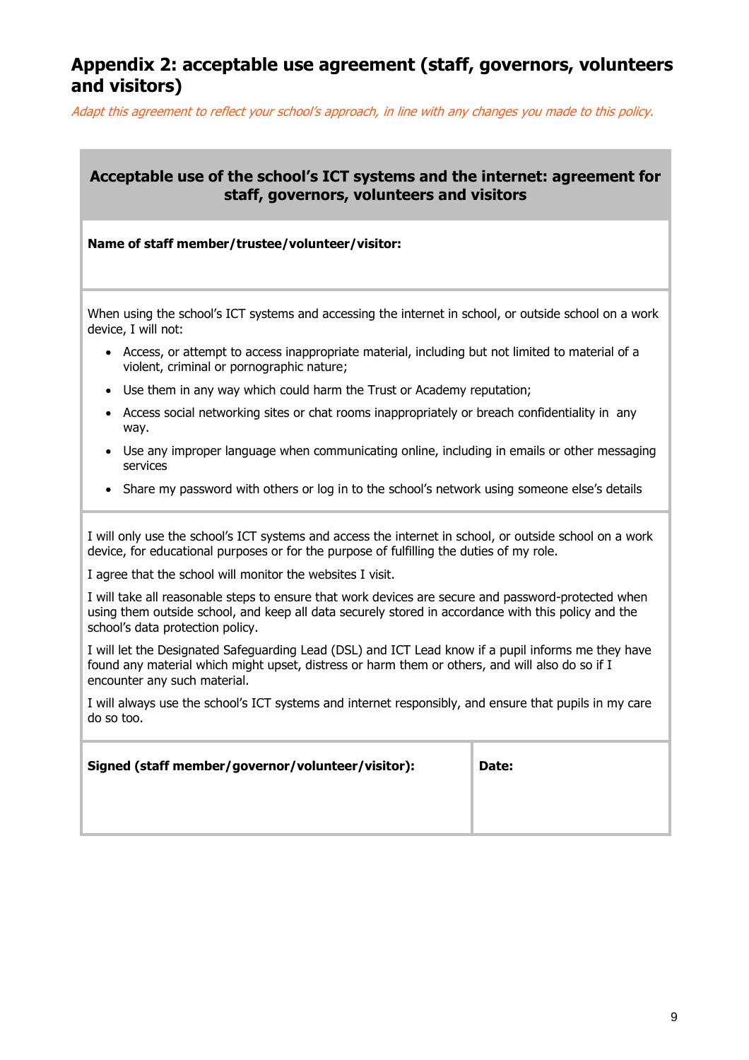## Appendix 2: acceptable use agreement (staff, governors, volunteers and visitors)

*Adapt this agreement to reflect your school's approach, in line with any changes you made to this policy.*

| **Acceptable use of the school's ICT systems and the internet: agreement for staff, governors, volunteers and visitors** | |
|---|---|
| **Name of staff member/trustee/volunteer/visitor:** | |
| When using the school's ICT systems and accessing the internet in school, or outside school on a work device, I will not:<br>• Access, or attempt to access inappropriate material, including but not limited to material of a violent, criminal or pornographic nature;<br>• Use them in any way which could harm the Trust or Academy reputation;<br>• Access social networking sites or chat rooms inappropriately or breach confidentiality in any way.<br>• Use any improper language when communicating online, including in emails or other messaging services<br>• Share my password with others or log in to the school's network using someone else's details | |
| I will only use the school's ICT systems and access the internet in school, or outside school on a work device, for educational purposes or for the purpose of fulfilling the duties of my role.<br>I agree that the school will monitor the websites I visit.<br>I will take all reasonable steps to ensure that work devices are secure and password-protected when using them outside school, and keep all data securely stored in accordance with this policy and the school's data protection policy.<br>I will let the Designated Safeguarding Lead (DSL) and ICT Lead know if a pupil informs me they have found any material which might upset, distress or harm them or others, and will also do so if I encounter any such material.<br>I will always use the school's ICT systems and internet responsibly, and ensure that pupils in my care do so too. | |
| **Signed (staff member/governor/volunteer/visitor):** | **Date:** |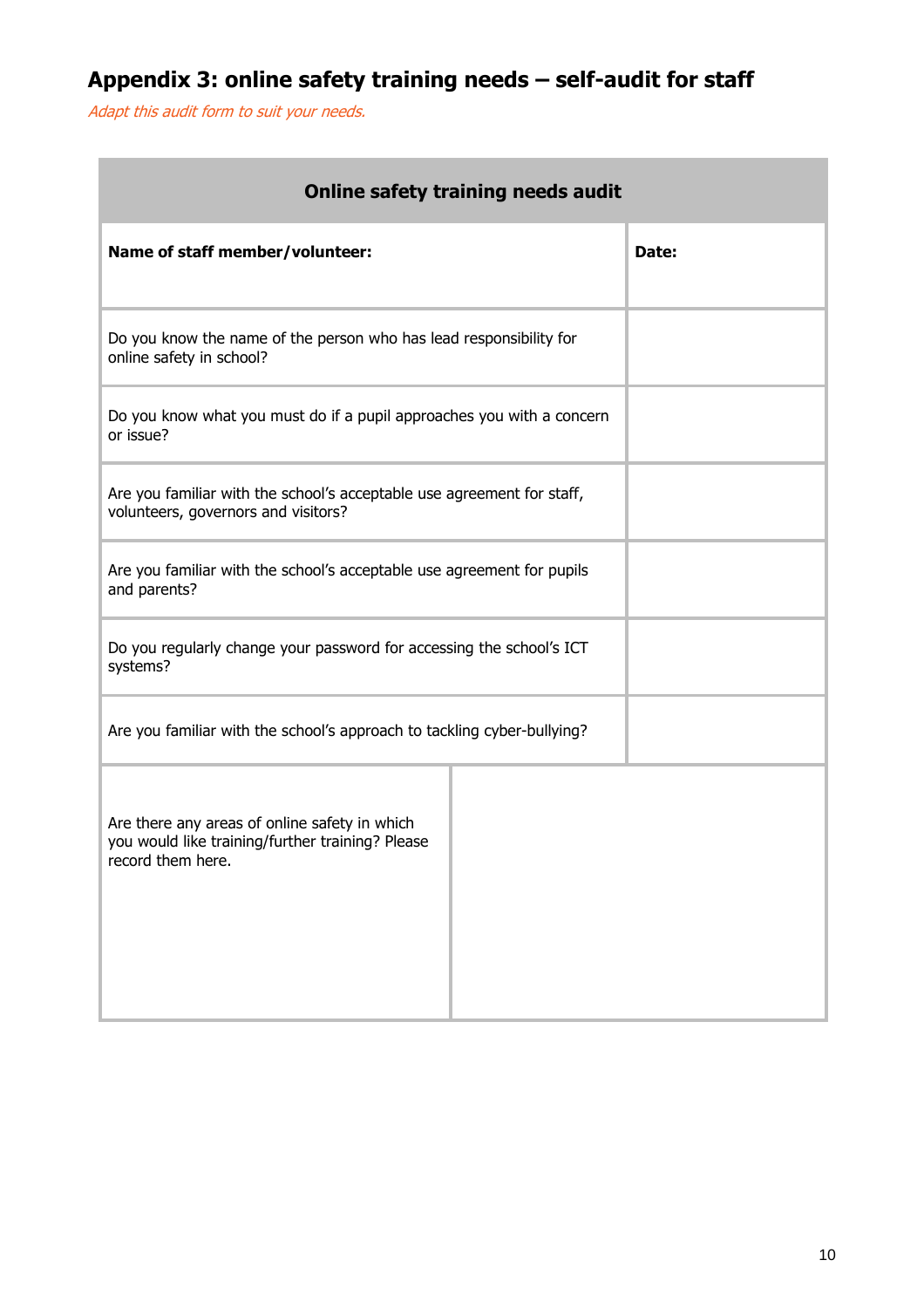## Appendix 3: online safety training needs – self-audit for staff

*Adapt this audit form to suit your needs.*

| Online safety training needs audit | |
|---|---|
| **Name of staff member/volunteer:** | **Date:** |
| Do you know the name of the person who has lead responsibility for online safety in school? | |
| Do you know what you must do if a pupil approaches you with a concern or issue? | |
| Are you familiar with the school's acceptable use agreement for staff, volunteers, governors and visitors? | |
| Are you familiar with the school's acceptable use agreement for pupils and parents? | |
| Do you regularly change your password for accessing the school's ICT systems? | |
| Are you familiar with the school's approach to tackling cyber-bullying? | |
| Are there any areas of online safety in which you would like training/further training? Please record them here. | |